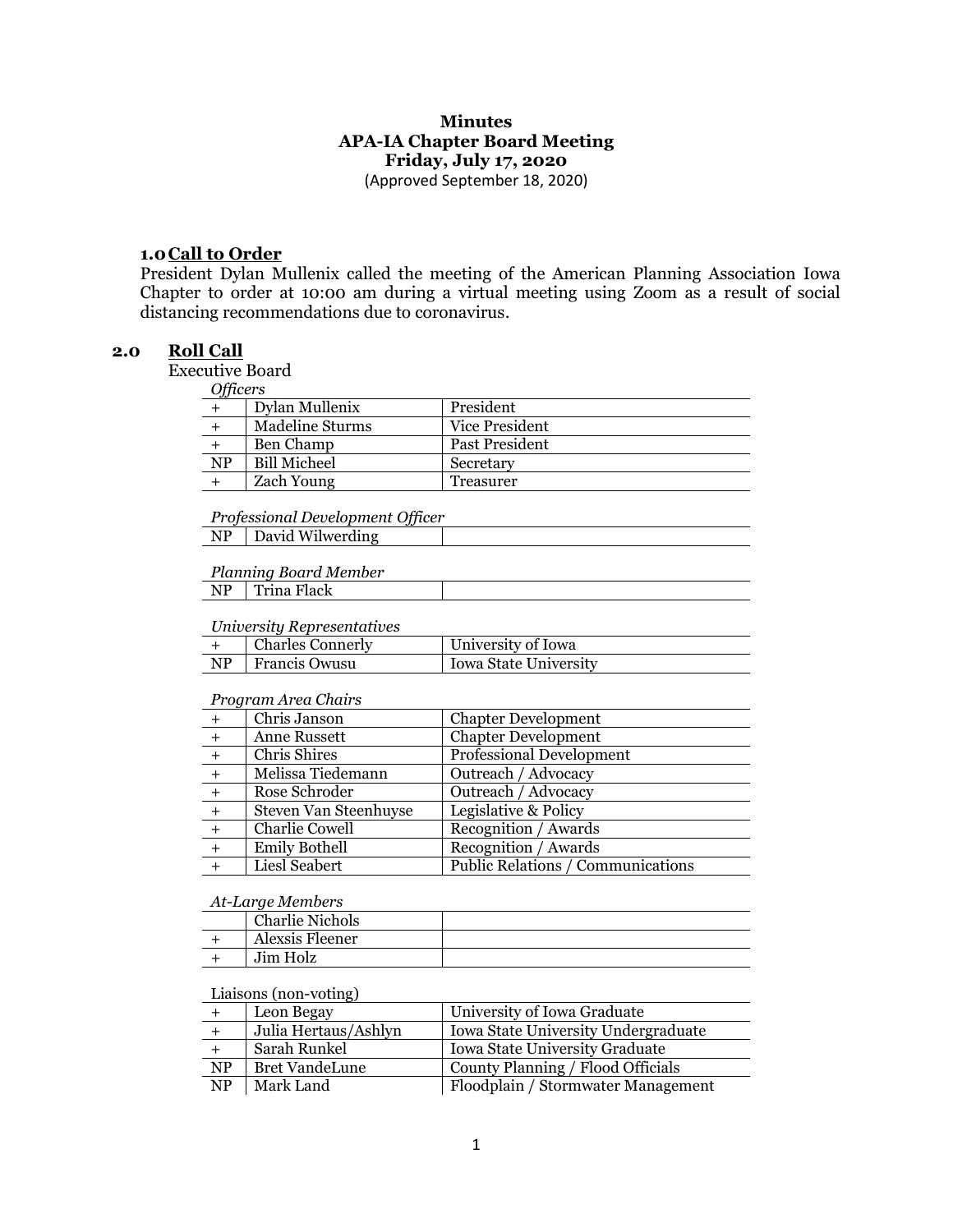**Minutes**
**APA-IA Chapter Board Meeting**
**Friday, July 17, 2020**
(Approved September 18, 2020)

## 1.0 Call to Order

President Dylan Mullenix called the meeting of the American Planning Association Iowa Chapter to order at 10:00 am during a virtual meeting using Zoom as a result of social distancing recommendations due to coronavirus.

## 2.0 Roll Call

Executive Board

*Officers*

| | | |
|---|---|---|
| + | Dylan Mullenix | President |
| + | Madeline Sturms | Vice President |
| + | Ben Champ | Past President |
| NP | Bill Micheel | Secretary |
| + | Zach Young | Treasurer |

*Professional Development Officer*

| | | |
|---|---|---|
| NP | David Wilwerding | |

*Planning Board Member*

| | | |
|---|---|---|
| NP | Trina Flack | |

*University Representatives*

| | | |
|---|---|---|
| + | Charles Connerly | University of Iowa |
| NP | Francis Owusu | Iowa State University |

*Program Area Chairs*

| | | |
|---|---|---|
| + | Chris Janson | Chapter Development |
| + | Anne Russett | Chapter Development |
| + | Chris Shires | Professional Development |
| + | Melissa Tiedemann | Outreach / Advocacy |
| + | Rose Schroder | Outreach / Advocacy |
| + | Steven Van Steenhuyse | Legislative & Policy |
| + | Charlie Cowell | Recognition / Awards |
| + | Emily Bothell | Recognition / Awards |
| + | Liesl Seabert | Public Relations / Communications |

*At-Large Members*

| | | |
|---|---|---|
| | Charlie Nichols | |
| + | Alexsis Fleener | |
| + | Jim Holz | |

Liaisons (non-voting)

| | | |
|---|---|---|
| + | Leon Begay | University of Iowa Graduate |
| + | Julia Hertaus/Ashlyn | Iowa State University Undergraduate |
| + | Sarah Runkel | Iowa State University Graduate |
| NP | Bret VandeLune | County Planning / Flood Officials |
| NP | Mark Land | Floodplain / Stormwater Management |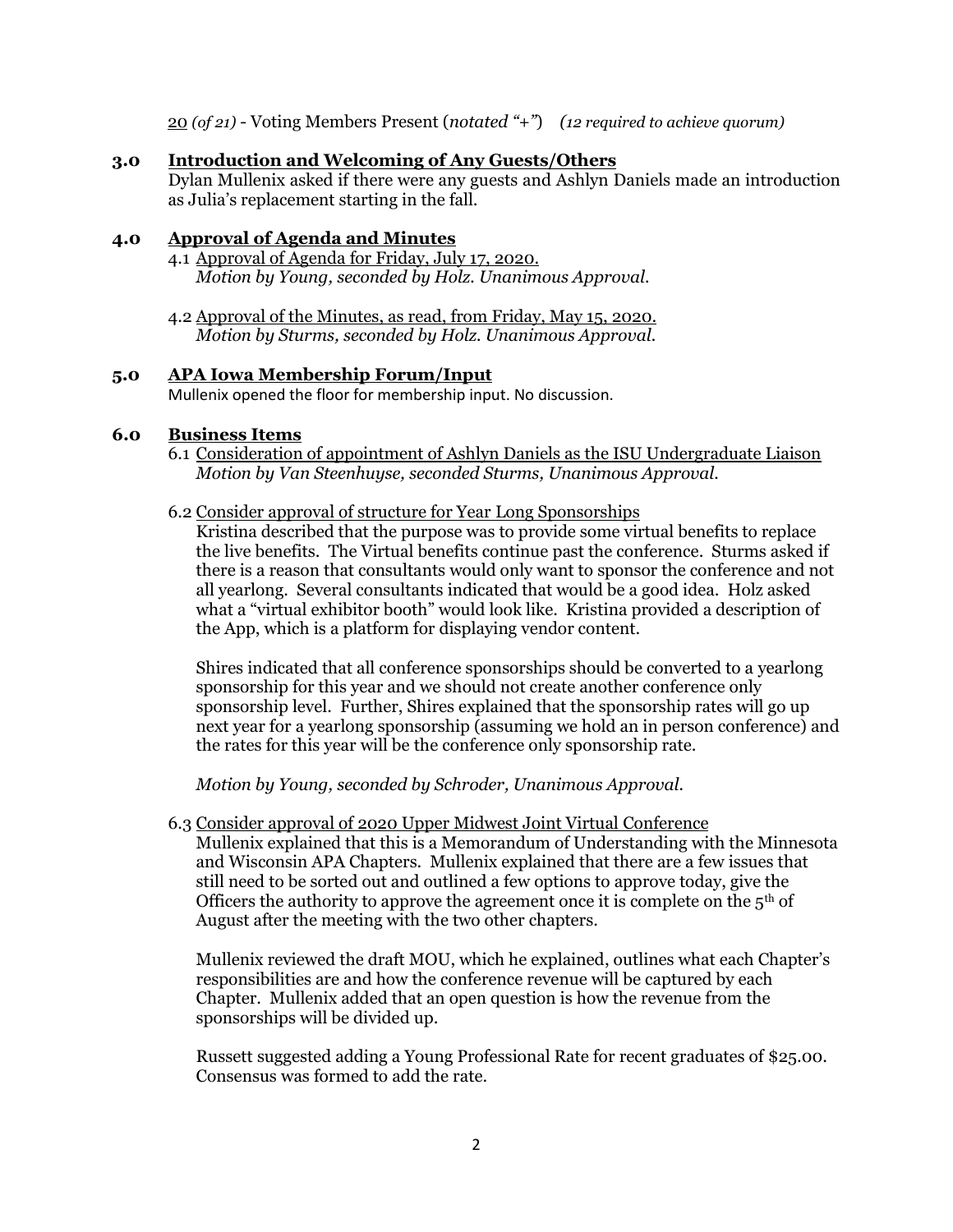20 *(of 21)* - Voting Members Present (*notated "+"*) *(12 required to achieve quorum)*

## 3.0 Introduction and Welcoming of Any Guests/Others

Dylan Mullenix asked if there were any guests and Ashlyn Daniels made an introduction as Julia's replacement starting in the fall.

## 4.0 Approval of Agenda and Minutes

4.1 Approval of Agenda for Friday, July 17, 2020.
*Motion by Young, seconded by Holz. Unanimous Approval.*

4.2 Approval of the Minutes, as read, from Friday, May 15, 2020.
*Motion by Sturms, seconded by Holz. Unanimous Approval.*

## 5.0 APA Iowa Membership Forum/Input

Mullenix opened the floor for membership input. No discussion.

## 6.0 Business Items

6.1 Consideration of appointment of Ashlyn Daniels as the ISU Undergraduate Liaison
*Motion by Van Steenhuyse, seconded Sturms, Unanimous Approval.*

6.2 Consider approval of structure for Year Long Sponsorships

Kristina described that the purpose was to provide some virtual benefits to replace the live benefits. The Virtual benefits continue past the conference. Sturms asked if there is a reason that consultants would only want to sponsor the conference and not all yearlong. Several consultants indicated that would be a good idea. Holz asked what a "virtual exhibitor booth" would look like. Kristina provided a description of the App, which is a platform for displaying vendor content.

Shires indicated that all conference sponsorships should be converted to a yearlong sponsorship for this year and we should not create another conference only sponsorship level. Further, Shires explained that the sponsorship rates will go up next year for a yearlong sponsorship (assuming we hold an in person conference) and the rates for this year will be the conference only sponsorship rate.

*Motion by Young, seconded by Schroder, Unanimous Approval.*

6.3 Consider approval of 2020 Upper Midwest Joint Virtual Conference

Mullenix explained that this is a Memorandum of Understanding with the Minnesota and Wisconsin APA Chapters. Mullenix explained that there are a few issues that still need to be sorted out and outlined a few options to approve today, give the Officers the authority to approve the agreement once it is complete on the 5th of August after the meeting with the two other chapters.

Mullenix reviewed the draft MOU, which he explained, outlines what each Chapter's responsibilities are and how the conference revenue will be captured by each Chapter. Mullenix added that an open question is how the revenue from the sponsorships will be divided up.

Russett suggested adding a Young Professional Rate for recent graduates of $25.00. Consensus was formed to add the rate.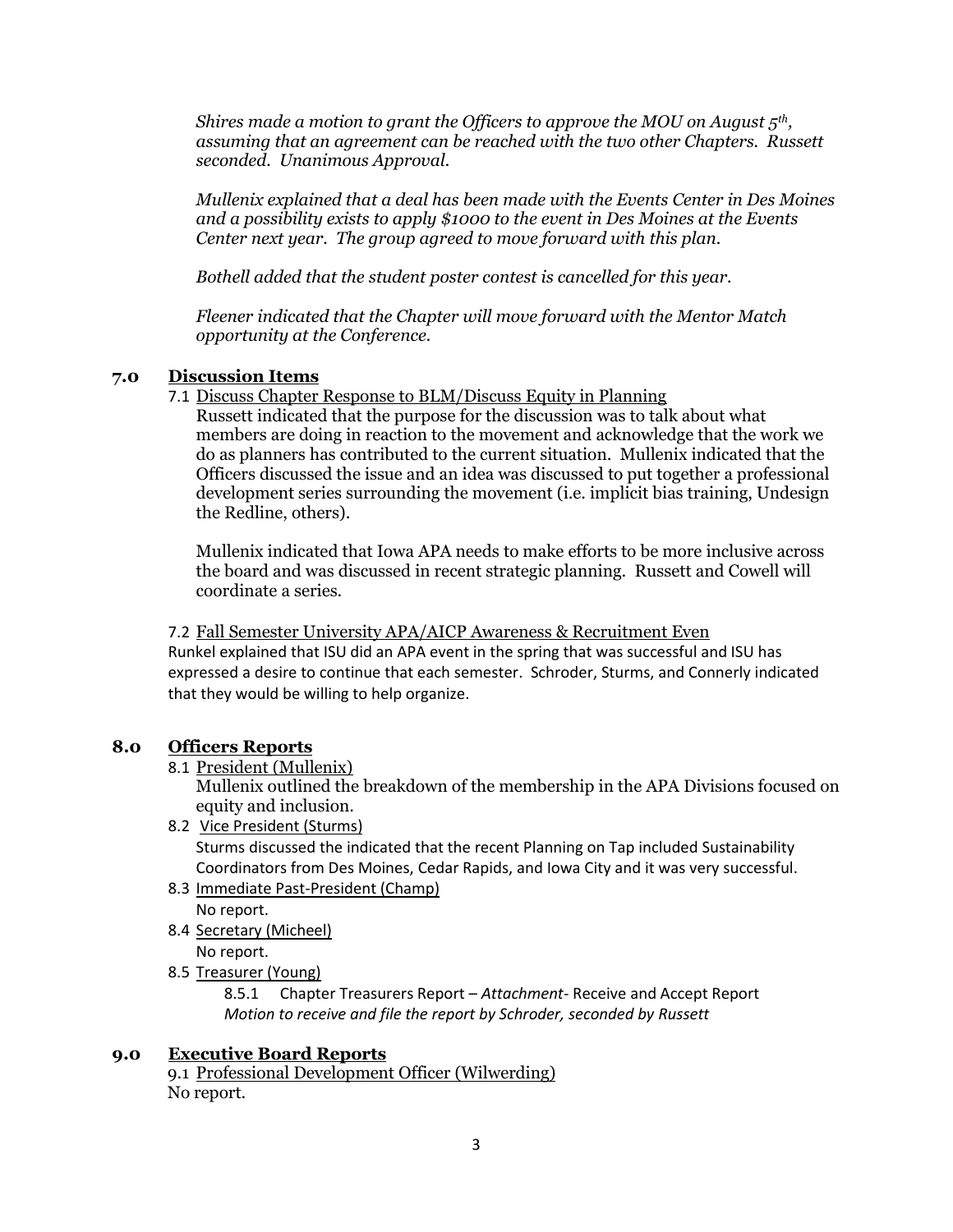*Shires made a motion to grant the Officers to approve the MOU on August 5th, assuming that an agreement can be reached with the two other Chapters. Russett seconded. Unanimous Approval.*

*Mullenix explained that a deal has been made with the Events Center in Des Moines and a possibility exists to apply $1000 to the event in Des Moines at the Events Center next year. The group agreed to move forward with this plan.*

*Bothell added that the student poster contest is cancelled for this year.*

*Fleener indicated that the Chapter will move forward with the Mentor Match opportunity at the Conference.*

## 7.0 Discussion Items

7.1 Discuss Chapter Response to BLM/Discuss Equity in Planning

Russett indicated that the purpose for the discussion was to talk about what members are doing in reaction to the movement and acknowledge that the work we do as planners has contributed to the current situation. Mullenix indicated that the Officers discussed the issue and an idea was discussed to put together a professional development series surrounding the movement (i.e. implicit bias training, Undesign the Redline, others).

Mullenix indicated that Iowa APA needs to make efforts to be more inclusive across the board and was discussed in recent strategic planning. Russett and Cowell will coordinate a series.

7.2 Fall Semester University APA/AICP Awareness & Recruitment Even

Runkel explained that ISU did an APA event in the spring that was successful and ISU has expressed a desire to continue that each semester. Schroder, Sturms, and Connerly indicated that they would be willing to help organize.

## 8.0 Officers Reports

8.1 President (Mullenix)

Mullenix outlined the breakdown of the membership in the APA Divisions focused on equity and inclusion.

8.2 Vice President (Sturms)

Sturms discussed the indicated that the recent Planning on Tap included Sustainability Coordinators from Des Moines, Cedar Rapids, and Iowa City and it was very successful.

8.3 Immediate Past-President (Champ)

No report.

8.4 Secretary (Micheel)

No report.

8.5 Treasurer (Young)

8.5.1 Chapter Treasurers Report – *Attachment*- Receive and Accept Report

*Motion to receive and file the report by Schroder, seconded by Russett*

## 9.0 Executive Board Reports

9.1 Professional Development Officer (Wilwerding)

No report.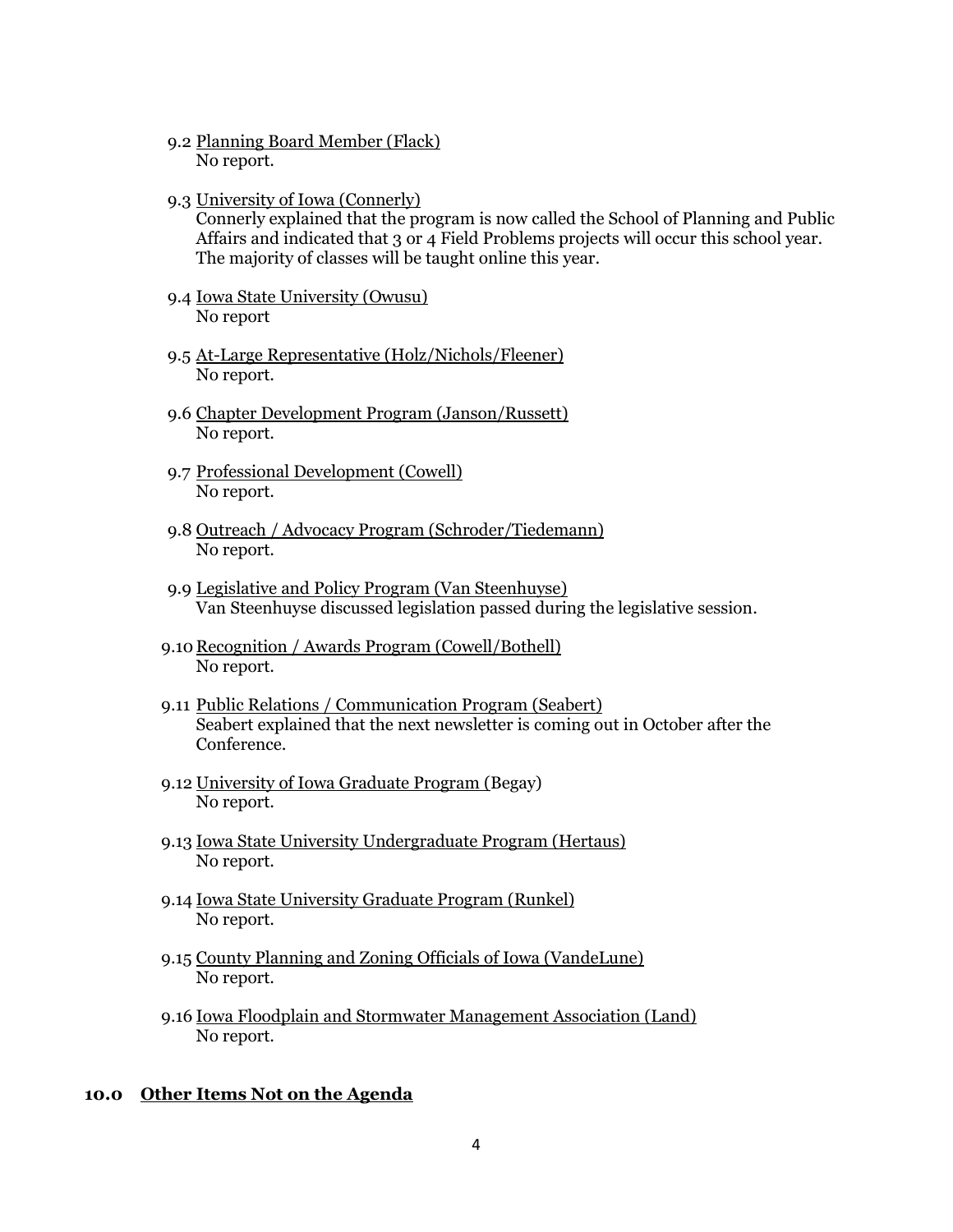9.2 Planning Board Member (Flack)
No report.

9.3 University of Iowa (Connerly)
Connerly explained that the program is now called the School of Planning and Public Affairs and indicated that 3 or 4 Field Problems projects will occur this school year. The majority of classes will be taught online this year.

9.4 Iowa State University (Owusu)
No report

9.5 At-Large Representative (Holz/Nichols/Fleener)
No report.

9.6 Chapter Development Program (Janson/Russett)
No report.

9.7 Professional Development (Cowell)
No report.

9.8 Outreach / Advocacy Program (Schroder/Tiedemann)
No report.

9.9 Legislative and Policy Program (Van Steenhuyse)
Van Steenhuyse discussed legislation passed during the legislative session.

9.10 Recognition / Awards Program (Cowell/Bothell)
No report.

9.11 Public Relations / Communication Program (Seabert)
Seabert explained that the next newsletter is coming out in October after the Conference.

9.12 University of Iowa Graduate Program (Begay)
No report.

9.13 Iowa State University Undergraduate Program (Hertaus)
No report.

9.14 Iowa State University Graduate Program (Runkel)
No report.

9.15 County Planning and Zoning Officials of Iowa (VandeLune)
No report.

9.16 Iowa Floodplain and Stormwater Management Association (Land)
No report.

## 10.0 Other Items Not on the Agenda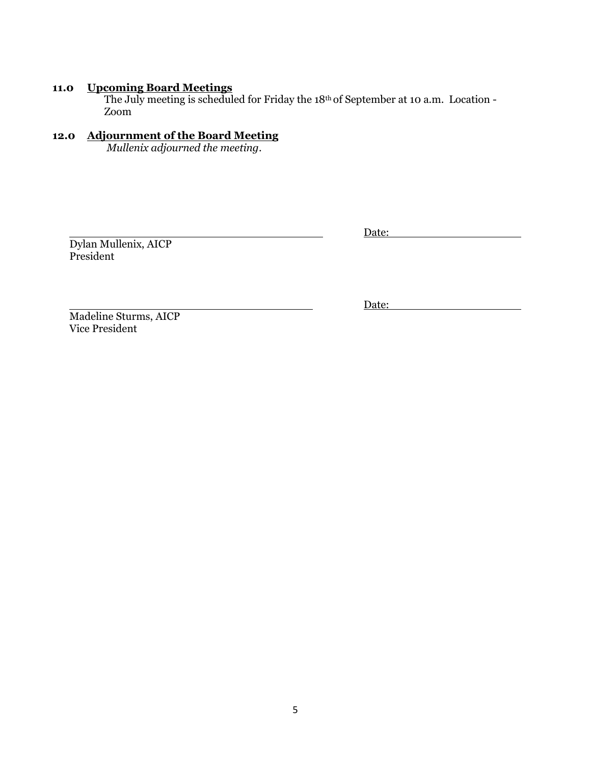**11.0 Upcoming Board Meetings**

The July meeting is scheduled for Friday the 18th of September at 10 a.m. Location - Zoom

**12.0 Adjournment of the Board Meeting**

*Mullenix adjourned the meeting*.

\_\_\_\_\_\_\_\_\_\_\_\_\_\_\_\_\_\_\_\_\_\_\_\_\_\_\_\_\_\_\_\_\_\_\_\_ Date: \_\_\_\_\_\_\_\_\_\_\_\_\_\_\_\_\_\_\_\_

Dylan Mullenix, AICP
President

\_\_\_\_\_\_\_\_\_\_\_\_\_\_\_\_\_\_\_\_\_\_\_\_\_\_\_\_\_\_\_\_\_\_\_\_ Date: \_\_\_\_\_\_\_\_\_\_\_\_\_\_\_\_\_\_\_\_

Madeline Sturms, AICP
Vice President